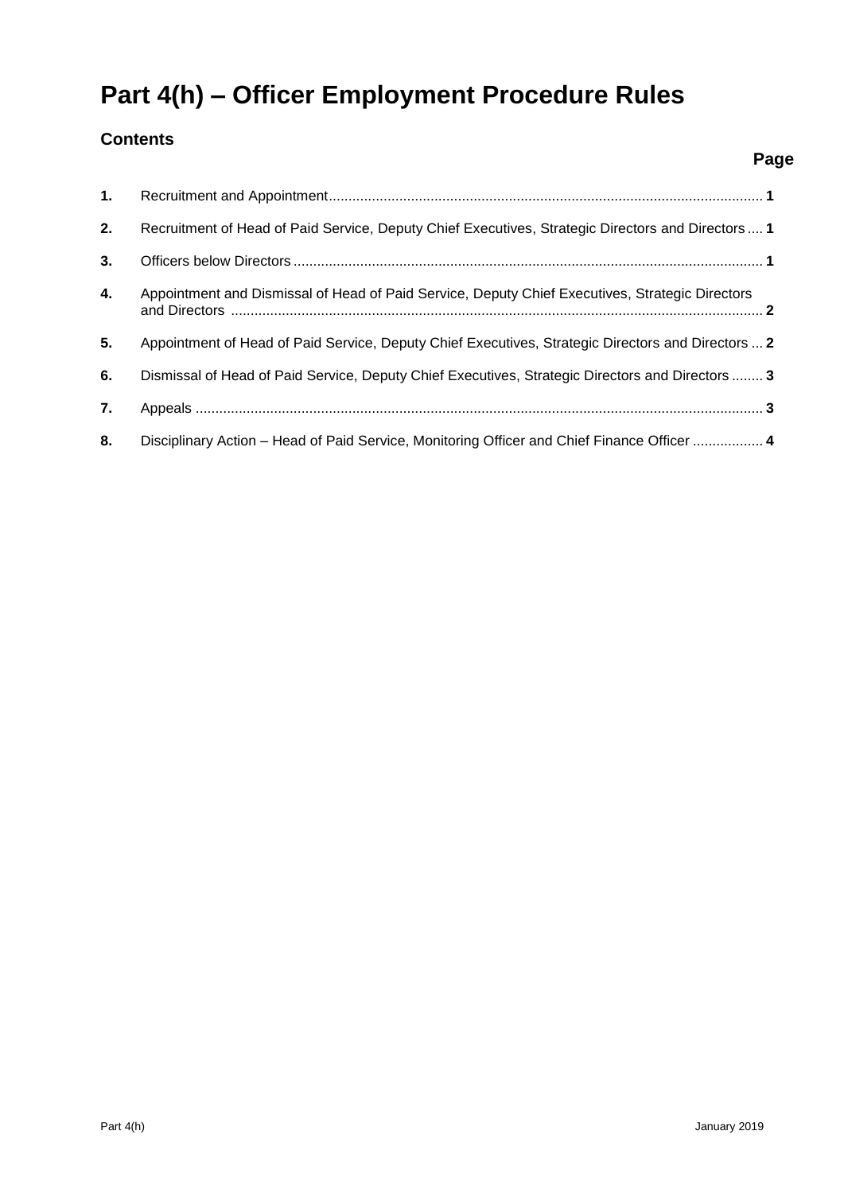# Part 4(h) – Officer Employment Procedure Rules

## Contents

| | | Page |
|---|---|---|
| **1.** | Recruitment and Appointment | **1** |
| **2.** | Recruitment of Head of Paid Service, Deputy Chief Executives, Strategic Directors and Directors | **1** |
| **3.** | Officers below Directors | **1** |
| **4.** | Appointment and Dismissal of Head of Paid Service, Deputy Chief Executives, Strategic Directors and Directors | **2** |
| **5.** | Appointment of Head of Paid Service, Deputy Chief Executives, Strategic Directors and Directors | **2** |
| **6.** | Dismissal of Head of Paid Service, Deputy Chief Executives, Strategic Directors and Directors | **3** |
| **7.** | Appeals | **3** |
| **8.** | Disciplinary Action – Head of Paid Service, Monitoring Officer and Chief Finance Officer | **4** |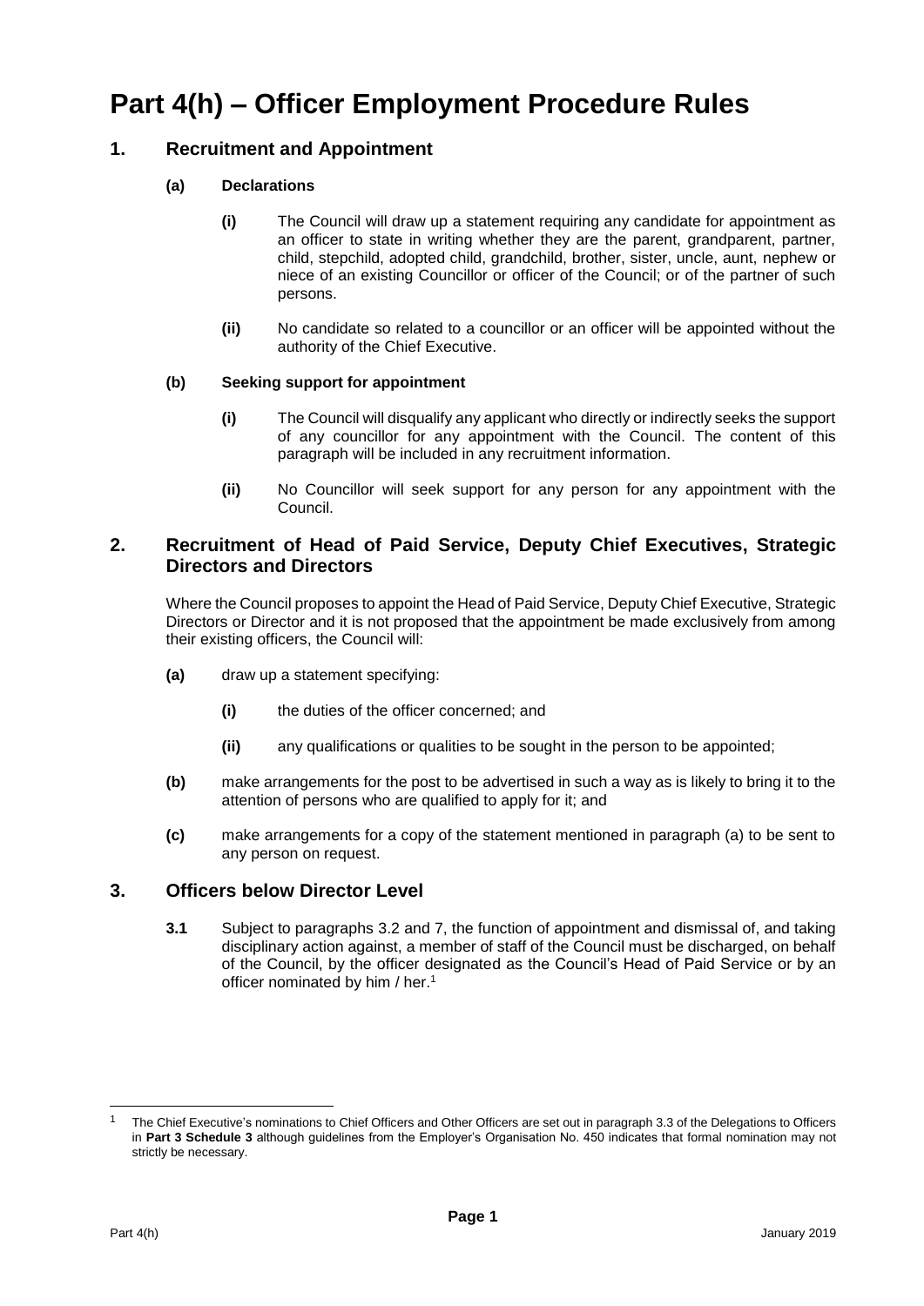# Part 4(h) – Officer Employment Procedure Rules

## 1. Recruitment and Appointment

### (a) Declarations

**(i)** The Council will draw up a statement requiring any candidate for appointment as an officer to state in writing whether they are the parent, grandparent, partner, child, stepchild, adopted child, grandchild, brother, sister, uncle, aunt, nephew or niece of an existing Councillor or officer of the Council; or of the partner of such persons.

**(ii)** No candidate so related to a councillor or an officer will be appointed without the authority of the Chief Executive.

### (b) Seeking support for appointment

**(i)** The Council will disqualify any applicant who directly or indirectly seeks the support of any councillor for any appointment with the Council. The content of this paragraph will be included in any recruitment information.

**(ii)** No Councillor will seek support for any person for any appointment with the Council.

## 2. Recruitment of Head of Paid Service, Deputy Chief Executives, Strategic Directors and Directors

Where the Council proposes to appoint the Head of Paid Service, Deputy Chief Executive, Strategic Directors or Director and it is not proposed that the appointment be made exclusively from among their existing officers, the Council will:

**(a)** draw up a statement specifying:

**(i)** the duties of the officer concerned; and

**(ii)** any qualifications or qualities to be sought in the person to be appointed;

**(b)** make arrangements for the post to be advertised in such a way as is likely to bring it to the attention of persons who are qualified to apply for it; and

**(c)** make arrangements for a copy of the statement mentioned in paragraph (a) to be sent to any person on request.

## 3. Officers below Director Level

**3.1** Subject to paragraphs 3.2 and 7, the function of appointment and dismissal of, and taking disciplinary action against, a member of staff of the Council must be discharged, on behalf of the Council, by the officer designated as the Council's Head of Paid Service or by an officer nominated by him / her.[1]

[1] The Chief Executive's nominations to Chief Officers and Other Officers are set out in paragraph 3.3 of the Delegations to Officers in **Part 3 Schedule 3** although guidelines from the Employer's Organisation No. 450 indicates that formal nomination may not strictly be necessary.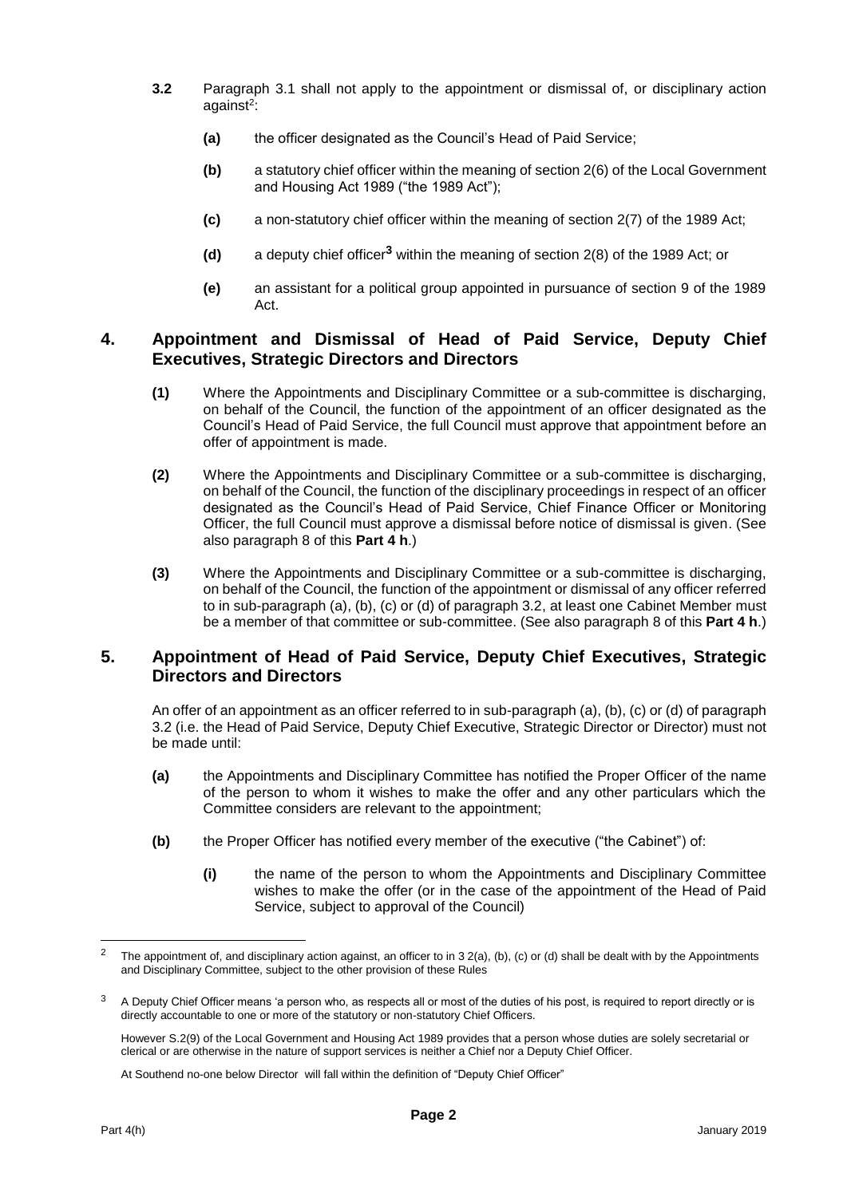**3.2** Paragraph 3.1 shall not apply to the appointment or dismissal of, or disciplinary action against[2]:

**(a)** the officer designated as the Council's Head of Paid Service;

**(b)** a statutory chief officer within the meaning of section 2(6) of the Local Government and Housing Act 1989 ("the 1989 Act");

**(c)** a non-statutory chief officer within the meaning of section 2(7) of the 1989 Act;

**(d)** a deputy chief officer[3] within the meaning of section 2(8) of the 1989 Act; or

**(e)** an assistant for a political group appointed in pursuance of section 9 of the 1989 Act.

## 4. Appointment and Dismissal of Head of Paid Service, Deputy Chief Executives, Strategic Directors and Directors

**(1)** Where the Appointments and Disciplinary Committee or a sub-committee is discharging, on behalf of the Council, the function of the appointment of an officer designated as the Council's Head of Paid Service, the full Council must approve that appointment before an offer of appointment is made.

**(2)** Where the Appointments and Disciplinary Committee or a sub-committee is discharging, on behalf of the Council, the function of the disciplinary proceedings in respect of an officer designated as the Council's Head of Paid Service, Chief Finance Officer or Monitoring Officer, the full Council must approve a dismissal before notice of dismissal is given. (See also paragraph 8 of this **Part 4 h**.)

**(3)** Where the Appointments and Disciplinary Committee or a sub-committee is discharging, on behalf of the Council, the function of the appointment or dismissal of any officer referred to in sub-paragraph (a), (b), (c) or (d) of paragraph 3.2, at least one Cabinet Member must be a member of that committee or sub-committee. (See also paragraph 8 of this **Part 4 h**.)

## 5. Appointment of Head of Paid Service, Deputy Chief Executives, Strategic Directors and Directors

An offer of an appointment as an officer referred to in sub-paragraph (a), (b), (c) or (d) of paragraph 3.2 (i.e. the Head of Paid Service, Deputy Chief Executive, Strategic Director or Director) must not be made until:

**(a)** the Appointments and Disciplinary Committee has notified the Proper Officer of the name of the person to whom it wishes to make the offer and any other particulars which the Committee considers are relevant to the appointment;

**(b)** the Proper Officer has notified every member of the executive ("the Cabinet") of:

**(i)** the name of the person to whom the Appointments and Disciplinary Committee wishes to make the offer (or in the case of the appointment of the Head of Paid Service, subject to approval of the Council)

---

[2] The appointment of, and disciplinary action against, an officer to in 3 2(a), (b), (c) or (d) shall be dealt with by the Appointments and Disciplinary Committee, subject to the other provision of these Rules

[3] A Deputy Chief Officer means 'a person who, as respects all or most of the duties of his post, is required to report directly or is directly accountable to one or more of the statutory or non-statutory Chief Officers.

However S.2(9) of the Local Government and Housing Act 1989 provides that a person whose duties are solely secretarial or clerical or are otherwise in the nature of support services is neither a Chief nor a Deputy Chief Officer.

At Southend no-one below Director will fall within the definition of "Deputy Chief Officer"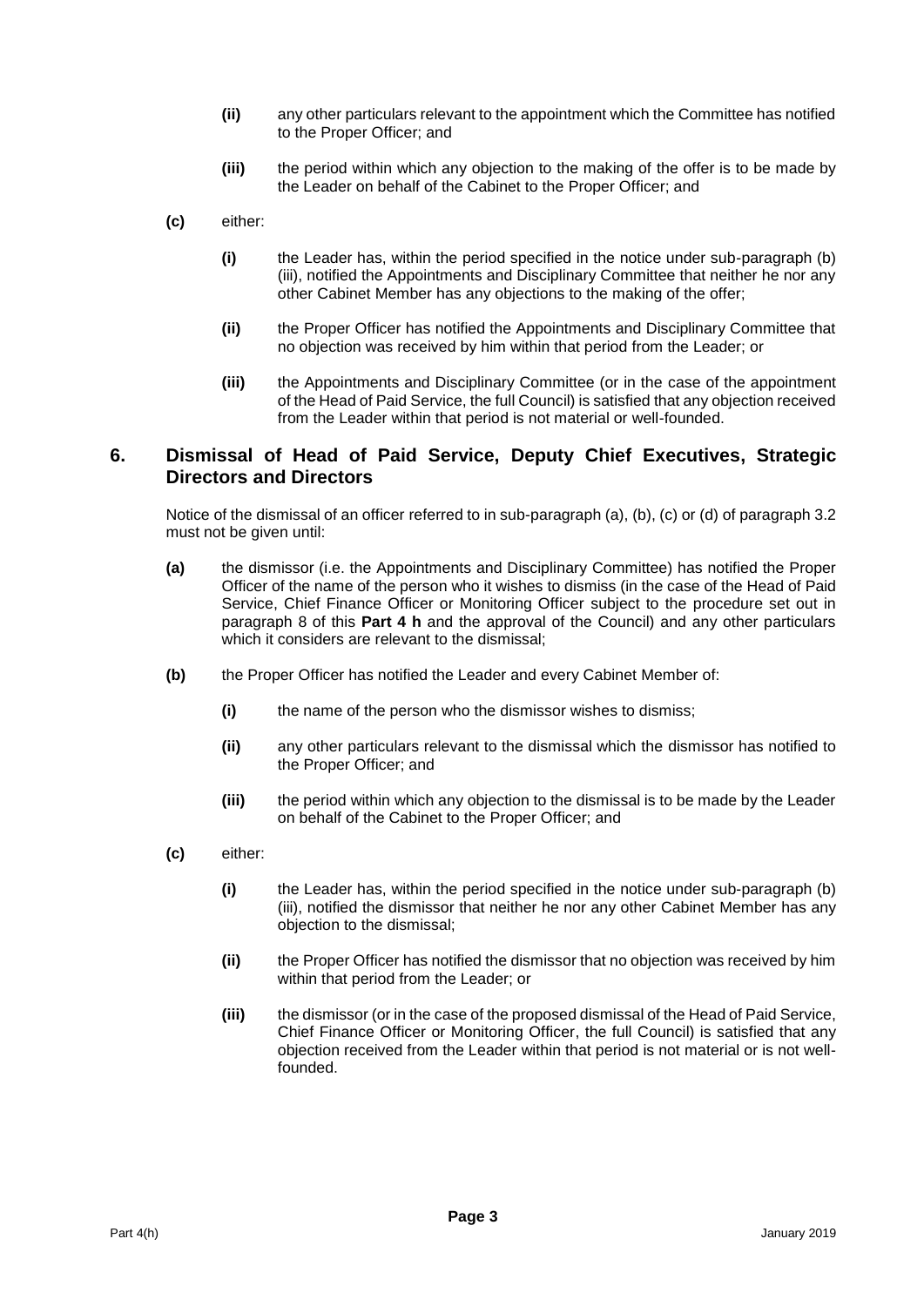- **(ii)** any other particulars relevant to the appointment which the Committee has notified to the Proper Officer; and
- **(iii)** the period within which any objection to the making of the offer is to be made by the Leader on behalf of the Cabinet to the Proper Officer; and

**(c)** either:

- **(i)** the Leader has, within the period specified in the notice under sub-paragraph (b)(iii), notified the Appointments and Disciplinary Committee that neither he nor any other Cabinet Member has any objections to the making of the offer;
- **(ii)** the Proper Officer has notified the Appointments and Disciplinary Committee that no objection was received by him within that period from the Leader; or
- **(iii)** the Appointments and Disciplinary Committee (or in the case of the appointment of the Head of Paid Service, the full Council) is satisfied that any objection received from the Leader within that period is not material or well-founded.

## 6. Dismissal of Head of Paid Service, Deputy Chief Executives, Strategic Directors and Directors

Notice of the dismissal of an officer referred to in sub-paragraph (a), (b), (c) or (d) of paragraph 3.2 must not be given until:

**(a)** the dismissor (i.e. the Appointments and Disciplinary Committee) has notified the Proper Officer of the name of the person who it wishes to dismiss (in the case of the Head of Paid Service, Chief Finance Officer or Monitoring Officer subject to the procedure set out in paragraph 8 of this **Part 4 h** and the approval of the Council) and any other particulars which it considers are relevant to the dismissal;

**(b)** the Proper Officer has notified the Leader and every Cabinet Member of:

- **(i)** the name of the person who the dismissor wishes to dismiss;
- **(ii)** any other particulars relevant to the dismissal which the dismissor has notified to the Proper Officer; and
- **(iii)** the period within which any objection to the dismissal is to be made by the Leader on behalf of the Cabinet to the Proper Officer; and

**(c)** either:

- **(i)** the Leader has, within the period specified in the notice under sub-paragraph (b)(iii), notified the dismissor that neither he nor any other Cabinet Member has any objection to the dismissal;
- **(ii)** the Proper Officer has notified the dismissor that no objection was received by him within that period from the Leader; or
- **(iii)** the dismissor (or in the case of the proposed dismissal of the Head of Paid Service, Chief Finance Officer or Monitoring Officer, the full Council) is satisfied that any objection received from the Leader within that period is not material or is not well-founded.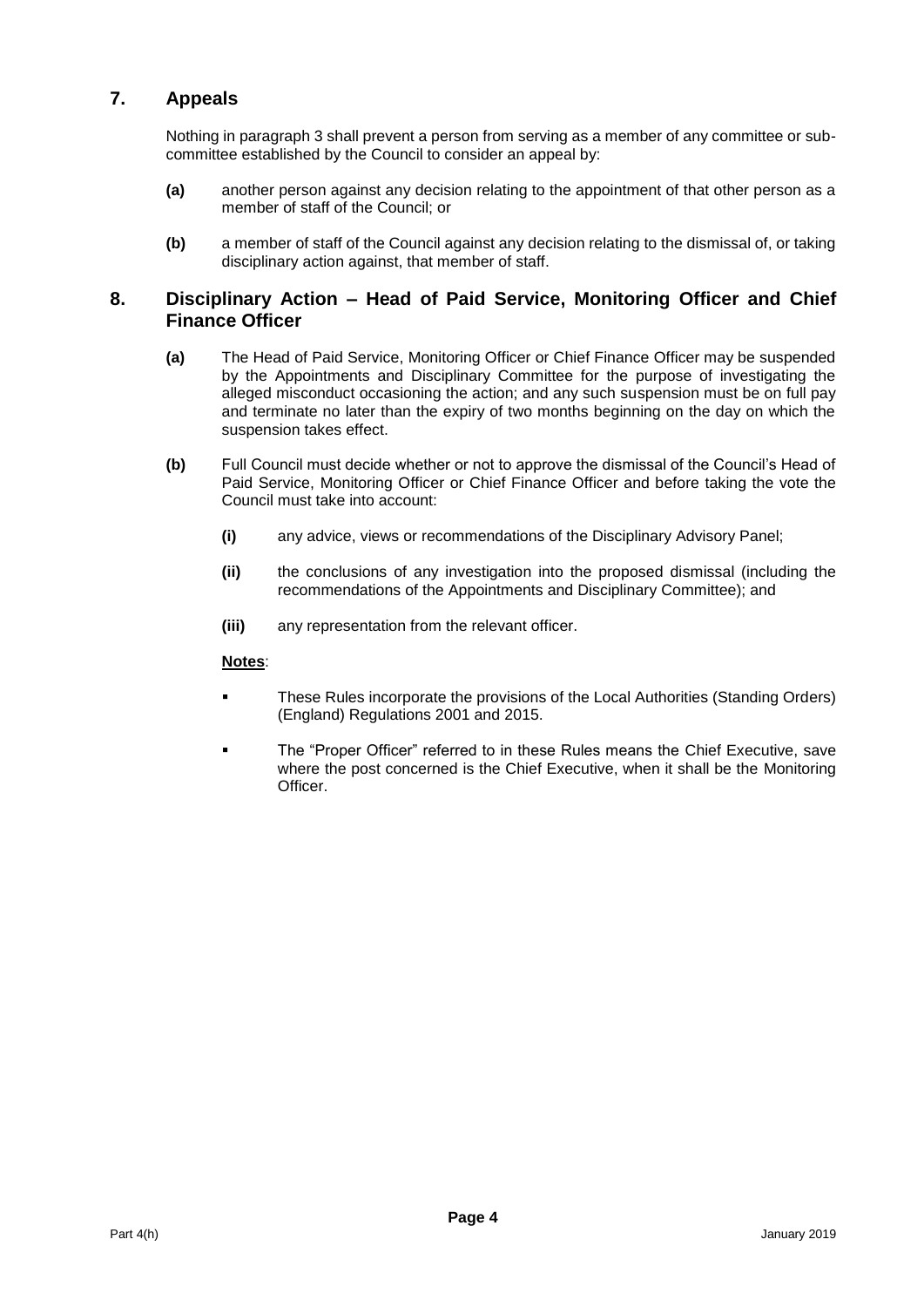## 7. Appeals

Nothing in paragraph 3 shall prevent a person from serving as a member of any committee or sub-committee established by the Council to consider an appeal by:

**(a)** another person against any decision relating to the appointment of that other person as a member of staff of the Council; or

**(b)** a member of staff of the Council against any decision relating to the dismissal of, or taking disciplinary action against, that member of staff.

## 8. Disciplinary Action – Head of Paid Service, Monitoring Officer and Chief Finance Officer

**(a)** The Head of Paid Service, Monitoring Officer or Chief Finance Officer may be suspended by the Appointments and Disciplinary Committee for the purpose of investigating the alleged misconduct occasioning the action; and any such suspension must be on full pay and terminate no later than the expiry of two months beginning on the day on which the suspension takes effect.

**(b)** Full Council must decide whether or not to approve the dismissal of the Council's Head of Paid Service, Monitoring Officer or Chief Finance Officer and before taking the vote the Council must take into account:

- **(i)** any advice, views or recommendations of the Disciplinary Advisory Panel;
- **(ii)** the conclusions of any investigation into the proposed dismissal (including the recommendations of the Appointments and Disciplinary Committee); and
- **(iii)** any representation from the relevant officer.

**Notes**:

- These Rules incorporate the provisions of the Local Authorities (Standing Orders) (England) Regulations 2001 and 2015.
- The "Proper Officer" referred to in these Rules means the Chief Executive, save where the post concerned is the Chief Executive, when it shall be the Monitoring Officer.